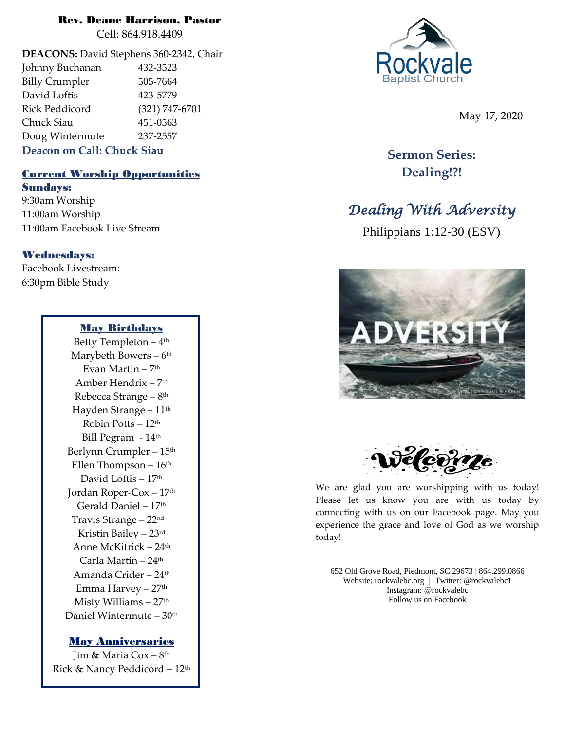**Rev. Deane Harrison, Pastor**
Cell: 864.918.4409

**DEACONS:** David Stephens 360-2342, Chair

| | |
|---|---|
| Johnny Buchanan | 432-3523 |
| Billy Crumpler | 505-7664 |
| David Loftis | 423-5779 |
| Rick Peddicord | (321) 747-6701 |
| Chuck Siau | 451-0563 |
| Doug Wintermute | 237-2557 |

**Deacon on Call: Chuck Siau**

## Current Worship Opportunities

**Sundays:**
9:30am Worship
11:00am Worship
11:00am Facebook Live Stream

**Wednesdays:**
Facebook Livestream:
6:30pm Bible Study

### May Birthdays

Betty Templeton – 4th
Marybeth Bowers – 6th
Evan Martin – 7th
Amber Hendrix – 7th
Rebecca Strange – 8th
Hayden Strange – 11th
Robin Potts – 12th
Bill Pegram - 14th
Berlynn Crumpler – 15th
Ellen Thompson – 16th
David Loftis – 17th
Jordan Roper-Cox – 17th
Gerald Daniel – 17th
Travis Strange – 22nd
Kristin Bailey – 23rd
Anne McKitrick – 24th
Carla Martin – 24th
Amanda Crider – 24th
Emma Harvey – 27th
Misty Williams – 27th
Daniel Wintermute – 30th

### May Anniversaries

Jim & Maria Cox – 8th
Rick & Nancy Peddicord – 12th

Rockvale Baptist Church

May 17, 2020

## Sermon Series: Dealing!?!

## *Dealing With Adversity*

Philippians 1:12-30 (ESV)

ADVERSITY

Welcome

We are glad you are worshipping with us today! Please let us know you are with us today by connecting with us on our Facebook page. May you experience the grace and love of God as we worship today!

652 Old Grove Road, Piedmont, SC 29673 | 864.299.0866
Website: rockvalebc.org | Twitter: @rockvalebc1
Instagram: @rockvalebc
Follow us on Facebook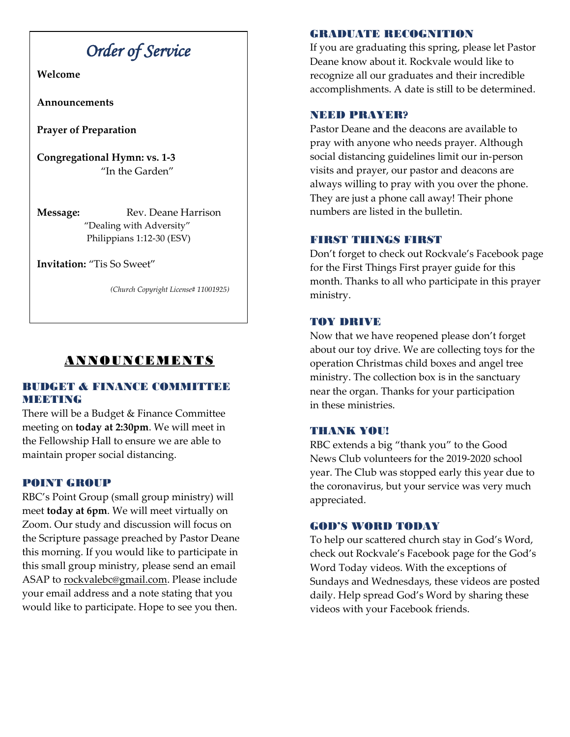## *Order of Service*

**Welcome**

**Announcements**

**Prayer of Preparation**

**Congregational Hymn: vs. 1-3**
"In the Garden"

**Message:** Rev. Deane Harrison
"Dealing with Adversity"
Philippians 1:12-30 (ESV)

**Invitation:** "Tis So Sweet"

*(Church Copyright License# 11001925)*

## ANNOUNCEMENTS

### BUDGET & FINANCE COMMITTEE MEETING

There will be a Budget & Finance Committee meeting on **today at 2:30pm**. We will meet in the Fellowship Hall to ensure we are able to maintain proper social distancing.

### POINT GROUP

RBC's Point Group (small group ministry) will meet **today at 6pm**. We will meet virtually on Zoom. Our study and discussion will focus on the Scripture passage preached by Pastor Deane this morning. If you would like to participate in this small group ministry, please send an email ASAP to rockvalebc@gmail.com. Please include your email address and a note stating that you would like to participate. Hope to see you then.

### GRADUATE RECOGNITION

If you are graduating this spring, please let Pastor Deane know about it. Rockvale would like to recognize all our graduates and their incredible accomplishments. A date is still to be determined.

### NEED PRAYER?

Pastor Deane and the deacons are available to pray with anyone who needs prayer. Although social distancing guidelines limit our in-person visits and prayer, our pastor and deacons are always willing to pray with you over the phone. They are just a phone call away! Their phone numbers are listed in the bulletin.

### FIRST THINGS FIRST

Don't forget to check out Rockvale's Facebook page for the First Things First prayer guide for this month. Thanks to all who participate in this prayer ministry.

### TOY DRIVE

Now that we have reopened please don't forget about our toy drive. We are collecting toys for the operation Christmas child boxes and angel tree ministry. The collection box is in the sanctuary near the organ. Thanks for your participation in these ministries.

### THANK YOU!

RBC extends a big "thank you" to the Good News Club volunteers for the 2019-2020 school year. The Club was stopped early this year due to the coronavirus, but your service was very much appreciated.

### GOD'S WORD TODAY

To help our scattered church stay in God's Word, check out Rockvale's Facebook page for the God's Word Today videos. With the exceptions of Sundays and Wednesdays, these videos are posted daily. Help spread God's Word by sharing these videos with your Facebook friends.